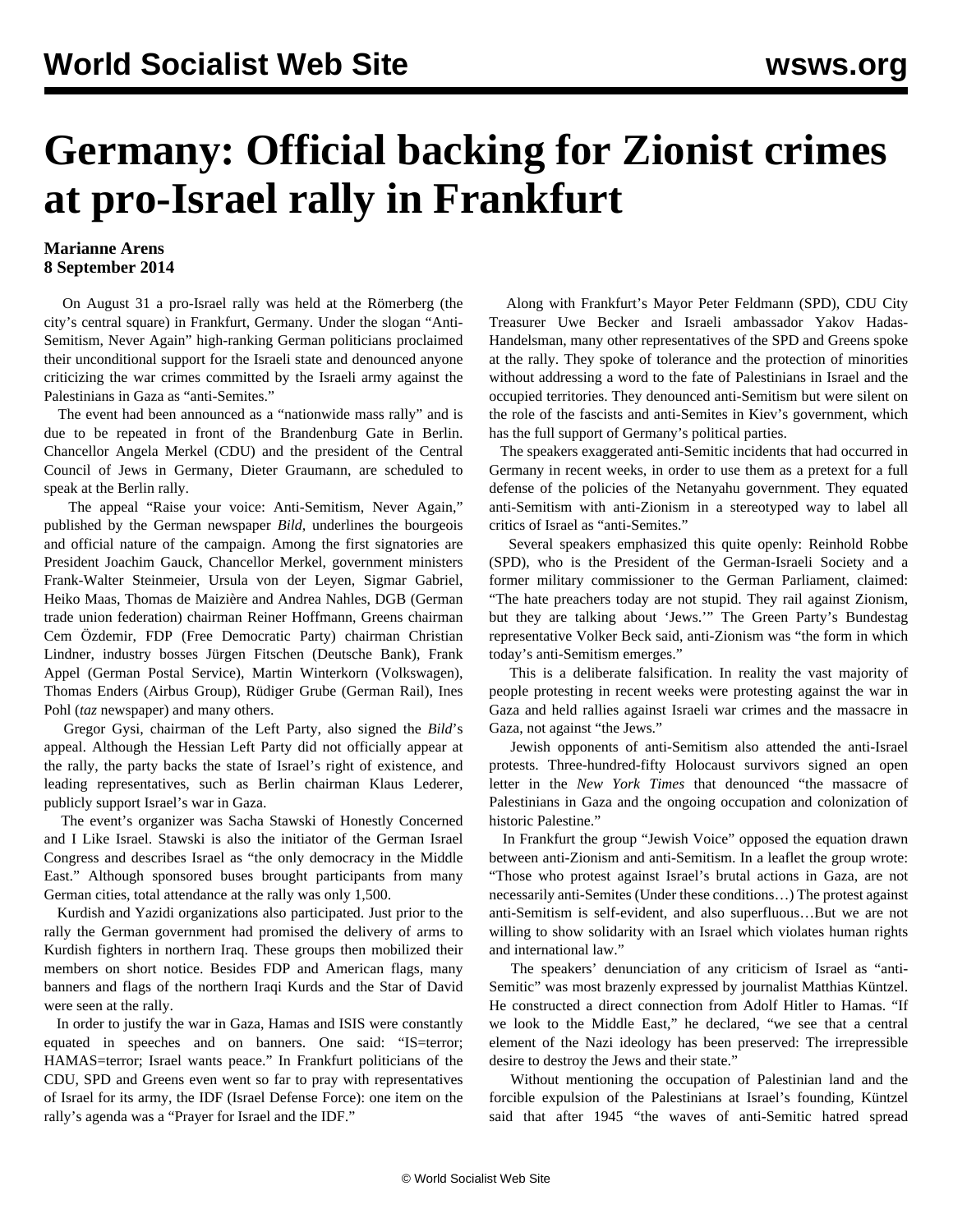# Germany: Official backing for Zionist crimes at pro-Israel rally in Frankfurt

**Marianne Arens**
**8 September 2014**

On August 31 a pro-Israel rally was held at the Römerberg (the city's central square) in Frankfurt, Germany. Under the slogan "Anti-Semitism, Never Again" high-ranking German politicians proclaimed their unconditional support for the Israeli state and denounced anyone criticizing the war crimes committed by the Israeli army against the Palestinians in Gaza as "anti-Semites."

The event had been announced as a "nationwide mass rally" and is due to be repeated in front of the Brandenburg Gate in Berlin. Chancellor Angela Merkel (CDU) and the president of the Central Council of Jews in Germany, Dieter Graumann, are scheduled to speak at the Berlin rally.

The appeal "Raise your voice: Anti-Semitism, Never Again," published by the German newspaper *Bild*, underlines the bourgeois and official nature of the campaign. Among the first signatories are President Joachim Gauck, Chancellor Merkel, government ministers Frank-Walter Steinmeier, Ursula von der Leyen, Sigmar Gabriel, Heiko Maas, Thomas de Maizière and Andrea Nahles, DGB (German trade union federation) chairman Reiner Hoffmann, Greens chairman Cem Özdemir, FDP (Free Democratic Party) chairman Christian Lindner, industry bosses Jürgen Fitschen (Deutsche Bank), Frank Appel (German Postal Service), Martin Winterkorn (Volkswagen), Thomas Enders (Airbus Group), Rüdiger Grube (German Rail), Ines Pohl (*taz* newspaper) and many others.

Gregor Gysi, chairman of the Left Party, also signed the *Bild*'s appeal. Although the Hessian Left Party did not officially appear at the rally, the party backs the state of Israel's right of existence, and leading representatives, such as Berlin chairman Klaus Lederer, publicly support Israel's war in Gaza.

The event's organizer was Sacha Stawski of Honestly Concerned and I Like Israel. Stawski is also the initiator of the German Israel Congress and describes Israel as "the only democracy in the Middle East." Although sponsored buses brought participants from many German cities, total attendance at the rally was only 1,500.

Kurdish and Yazidi organizations also participated. Just prior to the rally the German government had promised the delivery of arms to Kurdish fighters in northern Iraq. These groups then mobilized their members on short notice. Besides FDP and American flags, many banners and flags of the northern Iraqi Kurds and the Star of David were seen at the rally.

In order to justify the war in Gaza, Hamas and ISIS were constantly equated in speeches and on banners. One said: "IS=terror; HAMAS=terror; Israel wants peace." In Frankfurt politicians of the CDU, SPD and Greens even went so far to pray with representatives of Israel for its army, the IDF (Israel Defense Force): one item on the rally's agenda was a "Prayer for Israel and the IDF."

Along with Frankfurt's Mayor Peter Feldmann (SPD), CDU City Treasurer Uwe Becker and Israeli ambassador Yakov Hadas-Handelsman, many other representatives of the SPD and Greens spoke at the rally. They spoke of tolerance and the protection of minorities without addressing a word to the fate of Palestinians in Israel and the occupied territories. They denounced anti-Semitism but were silent on the role of the fascists and anti-Semites in Kiev's government, which has the full support of Germany's political parties.

The speakers exaggerated anti-Semitic incidents that had occurred in Germany in recent weeks, in order to use them as a pretext for a full defense of the policies of the Netanyahu government. They equated anti-Semitism with anti-Zionism in a stereotyped way to label all critics of Israel as "anti-Semites."

Several speakers emphasized this quite openly: Reinhold Robbe (SPD), who is the President of the German-Israeli Society and a former military commissioner to the German Parliament, claimed: "The hate preachers today are not stupid. They rail against Zionism, but they are talking about 'Jews.'" The Green Party's Bundestag representative Volker Beck said, anti-Zionism was "the form in which today's anti-Semitism emerges."

This is a deliberate falsification. In reality the vast majority of people protesting in recent weeks were protesting against the war in Gaza and held rallies against Israeli war crimes and the massacre in Gaza, not against "the Jews."

Jewish opponents of anti-Semitism also attended the anti-Israel protests. Three-hundred-fifty Holocaust survivors signed an open letter in the *New York Times* that denounced "the massacre of Palestinians in Gaza and the ongoing occupation and colonization of historic Palestine."

In Frankfurt the group "Jewish Voice" opposed the equation drawn between anti-Zionism and anti-Semitism. In a leaflet the group wrote: "Those who protest against Israel's brutal actions in Gaza, are not necessarily anti-Semites (Under these conditions…) The protest against anti-Semitism is self-evident, and also superfluous…But we are not willing to show solidarity with an Israel which violates human rights and international law."

The speakers' denunciation of any criticism of Israel as "anti-Semitic" was most brazenly expressed by journalist Matthias Küntzel. He constructed a direct connection from Adolf Hitler to Hamas. "If we look to the Middle East," he declared, "we see that a central element of the Nazi ideology has been preserved: The irrepressible desire to destroy the Jews and their state."

Without mentioning the occupation of Palestinian land and the forcible expulsion of the Palestinians at Israel's founding, Küntzel said that after 1945 "the waves of anti-Semitic hatred spread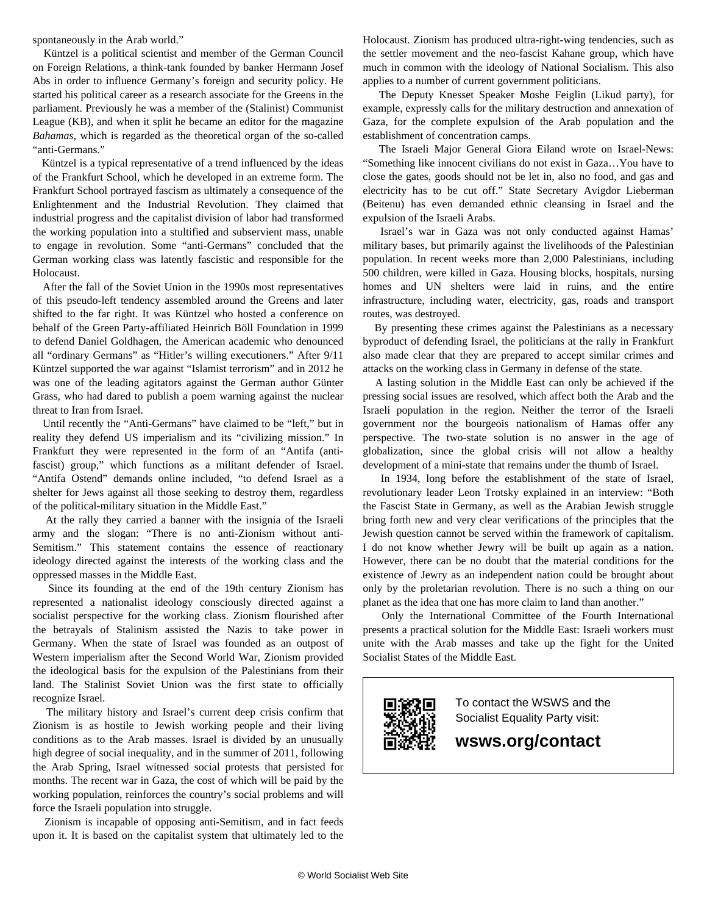spontaneously in the Arab world."

Küntzel is a political scientist and member of the German Council on Foreign Relations, a think-tank founded by banker Hermann Josef Abs in order to influence Germany's foreign and security policy. He started his political career as a research associate for the Greens in the parliament. Previously he was a member of the (Stalinist) Communist League (KB), and when it split he became an editor for the magazine *Bahamas*, which is regarded as the theoretical organ of the so-called "anti-Germans."

Küntzel is a typical representative of a trend influenced by the ideas of the Frankfurt School, which he developed in an extreme form. The Frankfurt School portrayed fascism as ultimately a consequence of the Enlightenment and the Industrial Revolution. They claimed that industrial progress and the capitalist division of labor had transformed the working population into a stultified and subservient mass, unable to engage in revolution. Some "anti-Germans" concluded that the German working class was latently fascistic and responsible for the Holocaust.

After the fall of the Soviet Union in the 1990s most representatives of this pseudo-left tendency assembled around the Greens and later shifted to the far right. It was Küntzel who hosted a conference on behalf of the Green Party-affiliated Heinrich Böll Foundation in 1999 to defend Daniel Goldhagen, the American academic who denounced all "ordinary Germans" as "Hitler's willing executioners." After 9/11 Küntzel supported the war against "Islamist terrorism" and in 2012 he was one of the leading agitators against the German author Günter Grass, who had dared to publish a poem warning against the nuclear threat to Iran from Israel.

Until recently the "Anti-Germans" have claimed to be "left," but in reality they defend US imperialism and its "civilizing mission." In Frankfurt they were represented in the form of an "Antifa (anti-fascist) group," which functions as a militant defender of Israel. "Antifa Ostend" demands online included, "to defend Israel as a shelter for Jews against all those seeking to destroy them, regardless of the political-military situation in the Middle East."

At the rally they carried a banner with the insignia of the Israeli army and the slogan: "There is no anti-Zionism without anti-Semitism." This statement contains the essence of reactionary ideology directed against the interests of the working class and the oppressed masses in the Middle East.

Since its founding at the end of the 19th century Zionism has represented a nationalist ideology consciously directed against a socialist perspective for the working class. Zionism flourished after the betrayals of Stalinism assisted the Nazis to take power in Germany. When the state of Israel was founded as an outpost of Western imperialism after the Second World War, Zionism provided the ideological basis for the expulsion of the Palestinians from their land. The Stalinist Soviet Union was the first state to officially recognize Israel.

The military history and Israel's current deep crisis confirm that Zionism is as hostile to Jewish working people and their living conditions as to the Arab masses. Israel is divided by an unusually high degree of social inequality, and in the summer of 2011, following the Arab Spring, Israel witnessed social protests that persisted for months. The recent war in Gaza, the cost of which will be paid by the working population, reinforces the country's social problems and will force the Israeli population into struggle.

Zionism is incapable of opposing anti-Semitism, and in fact feeds upon it. It is based on the capitalist system that ultimately led to the Holocaust. Zionism has produced ultra-right-wing tendencies, such as the settler movement and the neo-fascist Kahane group, which have much in common with the ideology of National Socialism. This also applies to a number of current government politicians.

The Deputy Knesset Speaker Moshe Feiglin (Likud party), for example, expressly calls for the military destruction and annexation of Gaza, for the complete expulsion of the Arab population and the establishment of concentration camps.

The Israeli Major General Giora Eiland wrote on Israel-News: "Something like innocent civilians do not exist in Gaza…You have to close the gates, goods should not be let in, also no food, and gas and electricity has to be cut off." State Secretary Avigdor Lieberman (Beitenu) has even demanded ethnic cleansing in Israel and the expulsion of the Israeli Arabs.

Israel's war in Gaza was not only conducted against Hamas' military bases, but primarily against the livelihoods of the Palestinian population. In recent weeks more than 2,000 Palestinians, including 500 children, were killed in Gaza. Housing blocks, hospitals, nursing homes and UN shelters were laid in ruins, and the entire infrastructure, including water, electricity, gas, roads and transport routes, was destroyed.

By presenting these crimes against the Palestinians as a necessary byproduct of defending Israel, the politicians at the rally in Frankfurt also made clear that they are prepared to accept similar crimes and attacks on the working class in Germany in defense of the state.

A lasting solution in the Middle East can only be achieved if the pressing social issues are resolved, which affect both the Arab and the Israeli population in the region. Neither the terror of the Israeli government nor the bourgeois nationalism of Hamas offer any perspective. The two-state solution is no answer in the age of globalization, since the global crisis will not allow a healthy development of a mini-state that remains under the thumb of Israel.

In 1934, long before the establishment of the state of Israel, revolutionary leader Leon Trotsky explained in an interview: "Both the Fascist State in Germany, as well as the Arabian Jewish struggle bring forth new and very clear verifications of the principles that the Jewish question cannot be served within the framework of capitalism. I do not know whether Jewry will be built up again as a nation. However, there can be no doubt that the material conditions for the existence of Jewry as an independent nation could be brought about only by the proletarian revolution. There is no such a thing on our planet as the idea that one has more claim to land than another."

Only the International Committee of the Fourth International presents a practical solution for the Middle East: Israeli workers must unite with the Arab masses and take up the fight for the United Socialist States of the Middle East.

To contact the WSWS and the Socialist Equality Party visit:

**wsws.org/contact**